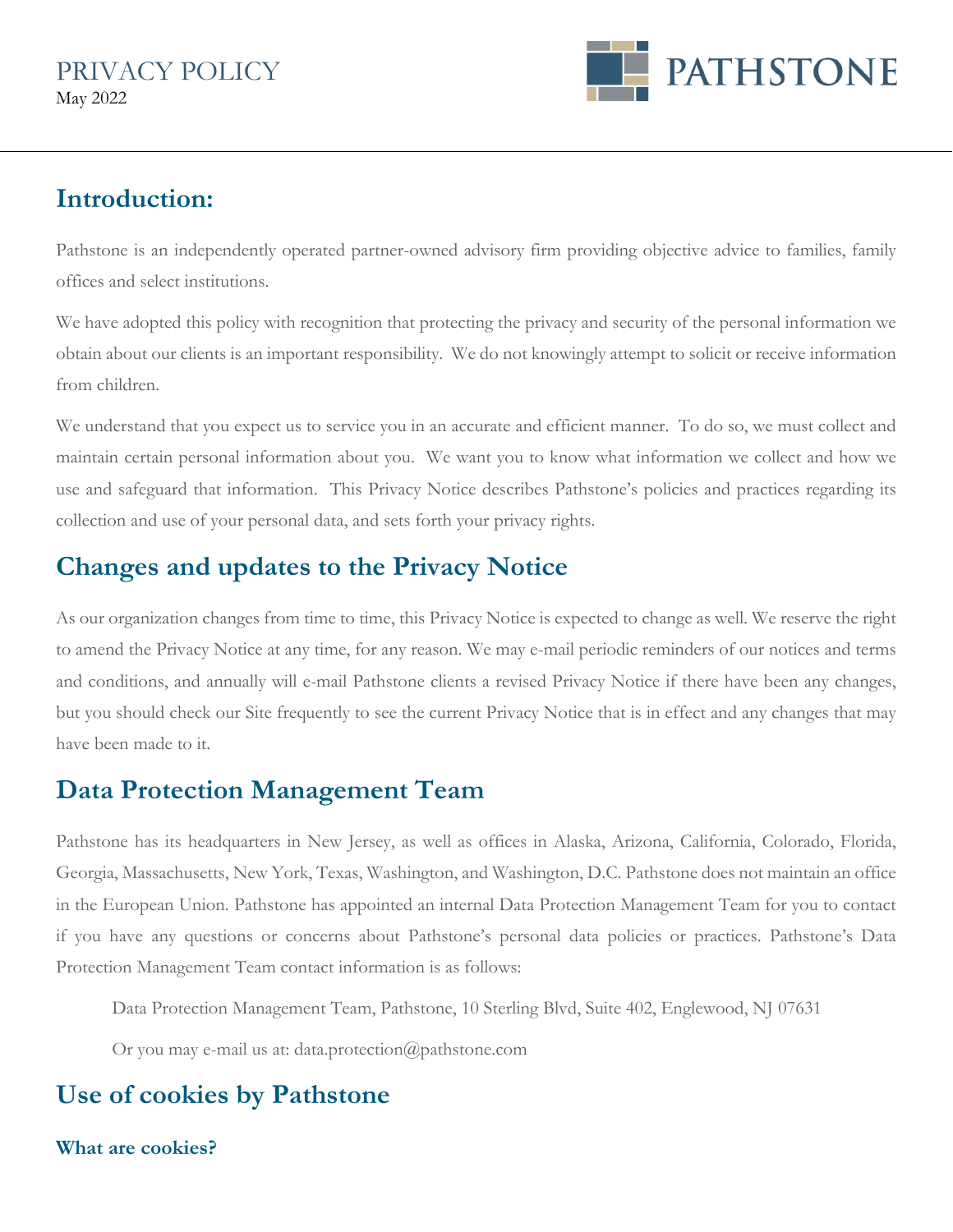# PRIVACY POLICY

May 2022

PATHSTONE

## Introduction:

Pathstone is an independently operated partner-owned advisory firm providing objective advice to families, family offices and select institutions.

We have adopted this policy with recognition that protecting the privacy and security of the personal information we obtain about our clients is an important responsibility. We do not knowingly attempt to solicit or receive information from children.

We understand that you expect us to service you in an accurate and efficient manner. To do so, we must collect and maintain certain personal information about you. We want you to know what information we collect and how we use and safeguard that information. This Privacy Notice describes Pathstone's policies and practices regarding its collection and use of your personal data, and sets forth your privacy rights.

## Changes and updates to the Privacy Notice

As our organization changes from time to time, this Privacy Notice is expected to change as well. We reserve the right to amend the Privacy Notice at any time, for any reason. We may e-mail periodic reminders of our notices and terms and conditions, and annually will e-mail Pathstone clients a revised Privacy Notice if there have been any changes, but you should check our Site frequently to see the current Privacy Notice that is in effect and any changes that may have been made to it.

## Data Protection Management Team

Pathstone has its headquarters in New Jersey, as well as offices in Alaska, Arizona, California, Colorado, Florida, Georgia, Massachusetts, New York, Texas, Washington, and Washington, D.C. Pathstone does not maintain an office in the European Union. Pathstone has appointed an internal Data Protection Management Team for you to contact if you have any questions or concerns about Pathstone's personal data policies or practices. Pathstone's Data Protection Management Team contact information is as follows:

Data Protection Management Team, Pathstone, 10 Sterling Blvd, Suite 402, Englewood, NJ 07631

Or you may e-mail us at: data.protection@pathstone.com

## Use of cookies by Pathstone

### What are cookies?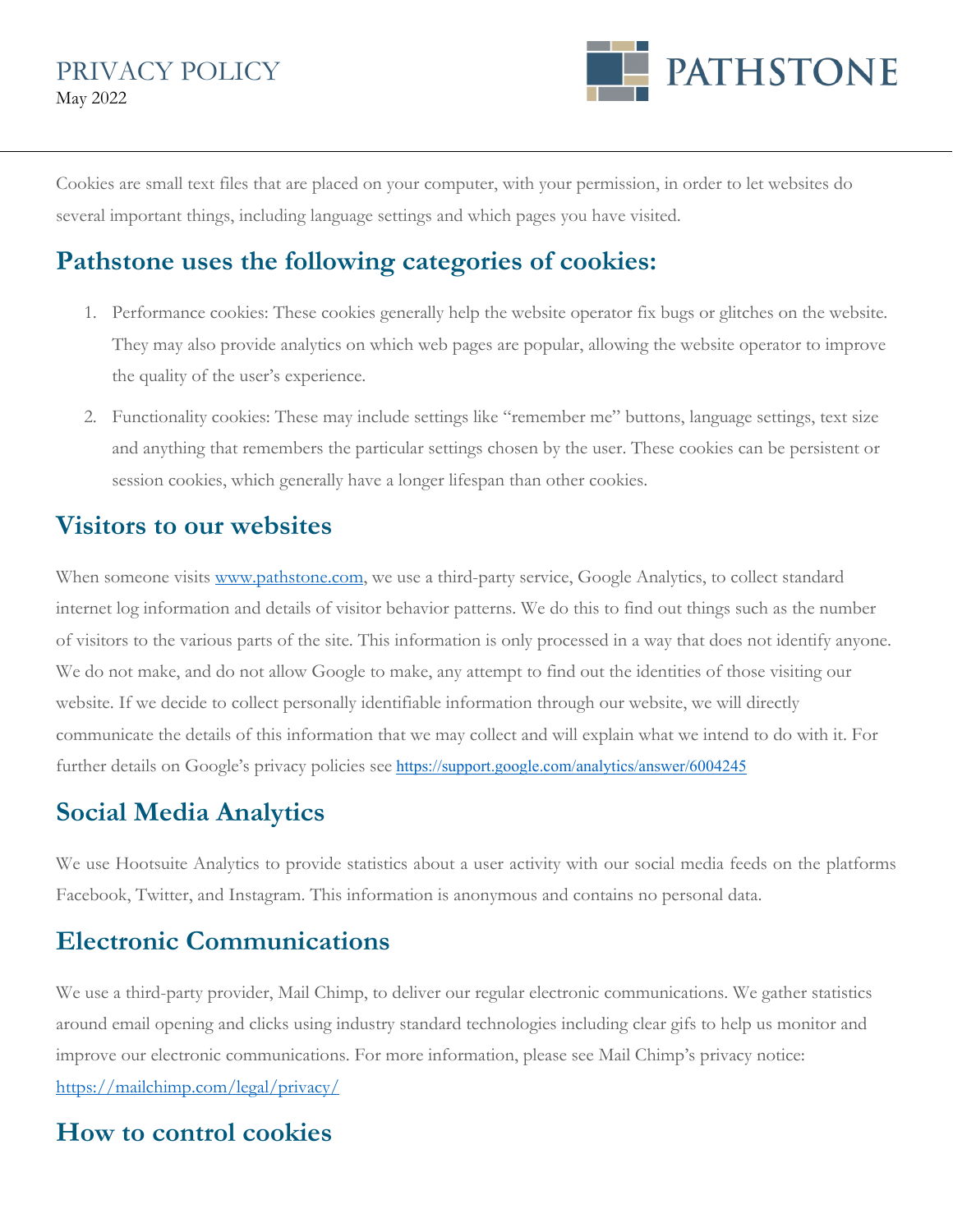Cookies are small text files that are placed on your computer, with your permission, in order to let websites do several important things, including language settings and which pages you have visited.

## Pathstone uses the following categories of cookies:

1. Performance cookies: These cookies generally help the website operator fix bugs or glitches on the website. They may also provide analytics on which web pages are popular, allowing the website operator to improve the quality of the user's experience.
2. Functionality cookies: These may include settings like "remember me" buttons, language settings, text size and anything that remembers the particular settings chosen by the user. These cookies can be persistent or session cookies, which generally have a longer lifespan than other cookies.

## Visitors to our websites

When someone visits www.pathstone.com, we use a third-party service, Google Analytics, to collect standard internet log information and details of visitor behavior patterns. We do this to find out things such as the number of visitors to the various parts of the site. This information is only processed in a way that does not identify anyone. We do not make, and do not allow Google to make, any attempt to find out the identities of those visiting our website. If we decide to collect personally identifiable information through our website, we will directly communicate the details of this information that we may collect and will explain what we intend to do with it. For further details on Google's privacy policies see https://support.google.com/analytics/answer/6004245

## Social Media Analytics

We use Hootsuite Analytics to provide statistics about a user activity with our social media feeds on the platforms Facebook, Twitter, and Instagram. This information is anonymous and contains no personal data.

## Electronic Communications

We use a third-party provider, Mail Chimp, to deliver our regular electronic communications. We gather statistics around email opening and clicks using industry standard technologies including clear gifs to help us monitor and improve our electronic communications. For more information, please see Mail Chimp's privacy notice: https://mailchimp.com/legal/privacy/

## How to control cookies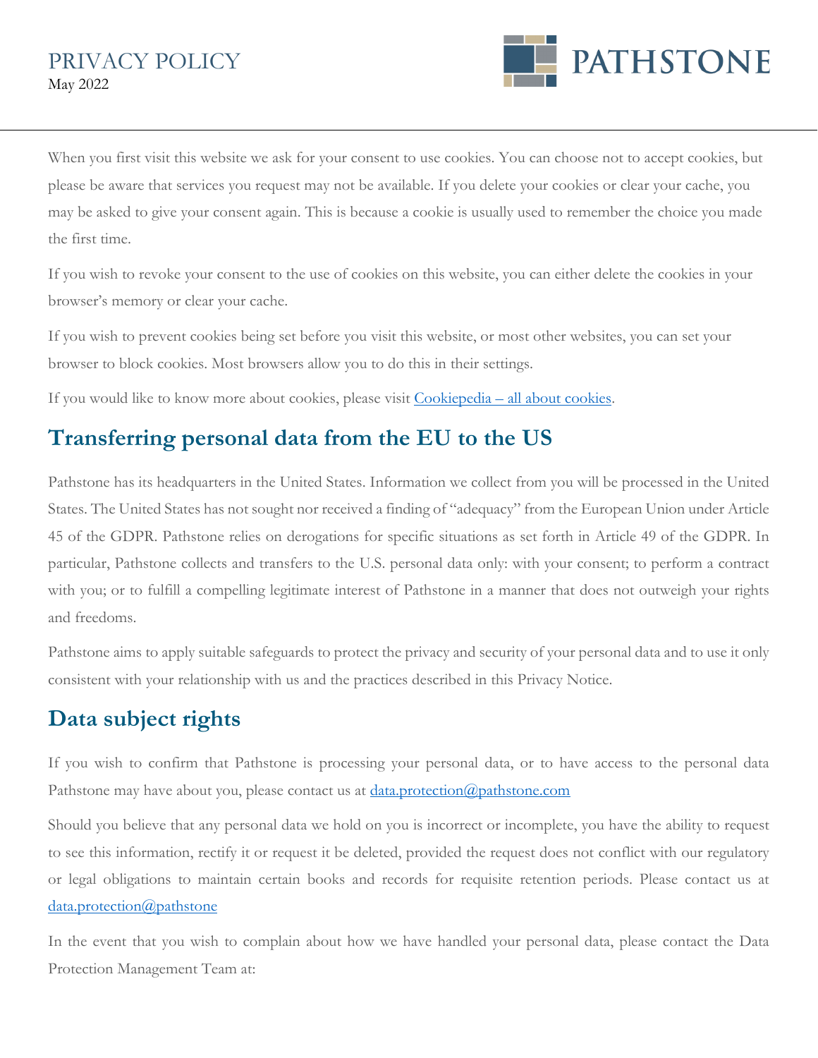When you first visit this website we ask for your consent to use cookies. You can choose not to accept cookies, but please be aware that services you request may not be available. If you delete your cookies or clear your cache, you may be asked to give your consent again. This is because a cookie is usually used to remember the choice you made the first time.

If you wish to revoke your consent to the use of cookies on this website, you can either delete the cookies in your browser's memory or clear your cache.

If you wish to prevent cookies being set before you visit this website, or most other websites, you can set your browser to block cookies. Most browsers allow you to do this in their settings.

If you would like to know more about cookies, please visit [Cookiepedia – all about cookies](Cookiepedia – all about cookies).

## Transferring personal data from the EU to the US

Pathstone has its headquarters in the United States. Information we collect from you will be processed in the United States. The United States has not sought nor received a finding of "adequacy" from the European Union under Article 45 of the GDPR. Pathstone relies on derogations for specific situations as set forth in Article 49 of the GDPR. In particular, Pathstone collects and transfers to the U.S. personal data only: with your consent; to perform a contract with you; or to fulfill a compelling legitimate interest of Pathstone in a manner that does not outweigh your rights and freedoms.

Pathstone aims to apply suitable safeguards to protect the privacy and security of your personal data and to use it only consistent with your relationship with us and the practices described in this Privacy Notice.

## Data subject rights

If you wish to confirm that Pathstone is processing your personal data, or to have access to the personal data Pathstone may have about you, please contact us at data.protection@pathstone.com

Should you believe that any personal data we hold on you is incorrect or incomplete, you have the ability to request to see this information, rectify it or request it be deleted, provided the request does not conflict with our regulatory or legal obligations to maintain certain books and records for requisite retention periods. Please contact us at data.protection@pathstone

In the event that you wish to complain about how we have handled your personal data, please contact the Data Protection Management Team at: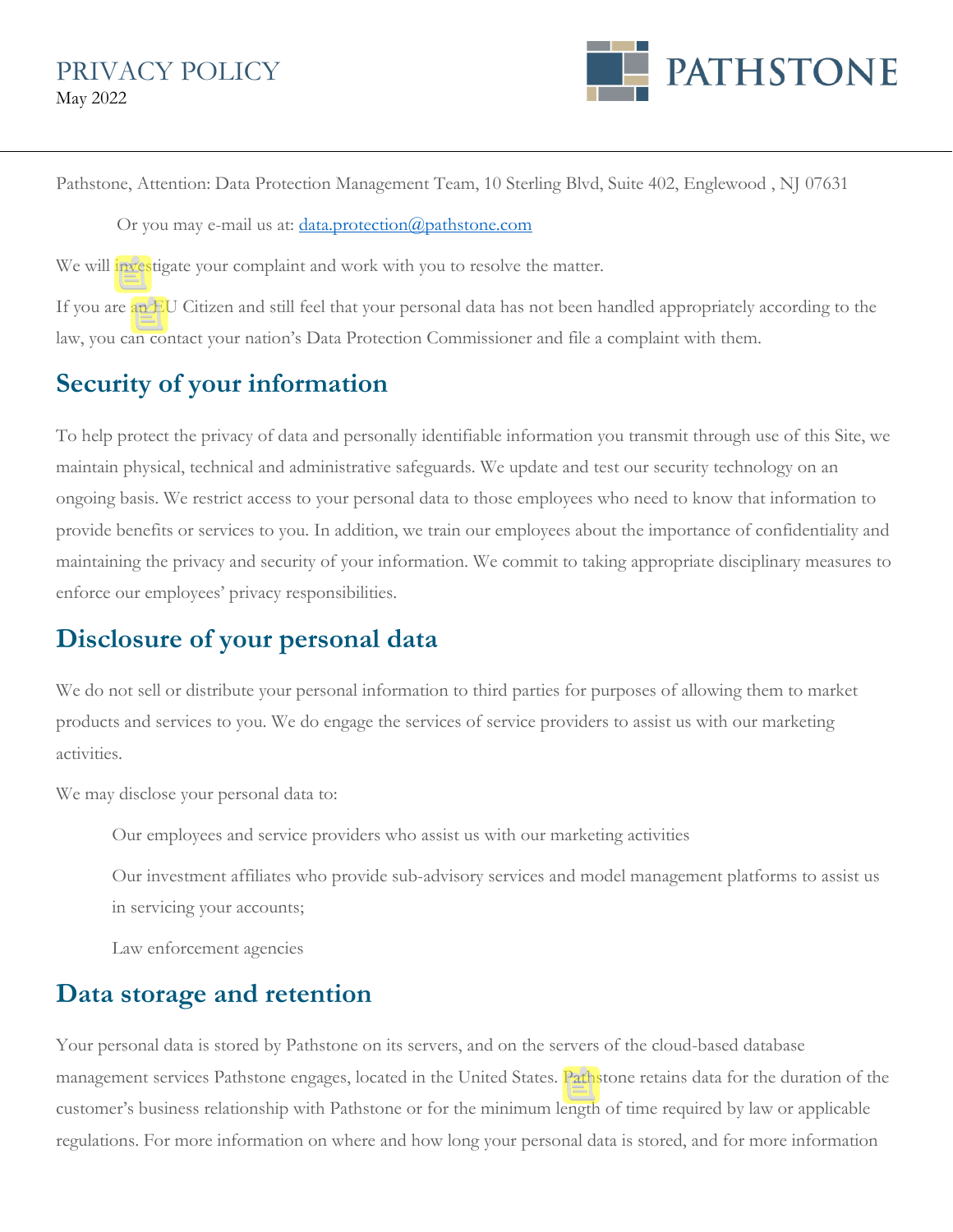Pathstone, Attention: Data Protection Management Team, 10 Sterling Blvd, Suite 402, Englewood , NJ 07631

Or you may e-mail us at: [data.protection@pathstone.com](mailto:data.protection@pathstone.com)

We will investigate your complaint and work with you to resolve the matter.

If you are an EU Citizen and still feel that your personal data has not been handled appropriately according to the law, you can contact your nation's Data Protection Commissioner and file a complaint with them.

## Security of your information

To help protect the privacy of data and personally identifiable information you transmit through use of this Site, we maintain physical, technical and administrative safeguards. We update and test our security technology on an ongoing basis. We restrict access to your personal data to those employees who need to know that information to provide benefits or services to you. In addition, we train our employees about the importance of confidentiality and maintaining the privacy and security of your information. We commit to taking appropriate disciplinary measures to enforce our employees' privacy responsibilities.

## Disclosure of your personal data

We do not sell or distribute your personal information to third parties for purposes of allowing them to market products and services to you. We do engage the services of service providers to assist us with our marketing activities.

We may disclose your personal data to:

- Our employees and service providers who assist us with our marketing activities
- Our investment affiliates who provide sub-advisory services and model management platforms to assist us in servicing your accounts;
- Law enforcement agencies

## Data storage and retention

Your personal data is stored by Pathstone on its servers, and on the servers of the cloud-based database management services Pathstone engages, located in the United States. Pathstone retains data for the duration of the customer's business relationship with Pathstone or for the minimum length of time required by law or applicable regulations. For more information on where and how long your personal data is stored, and for more information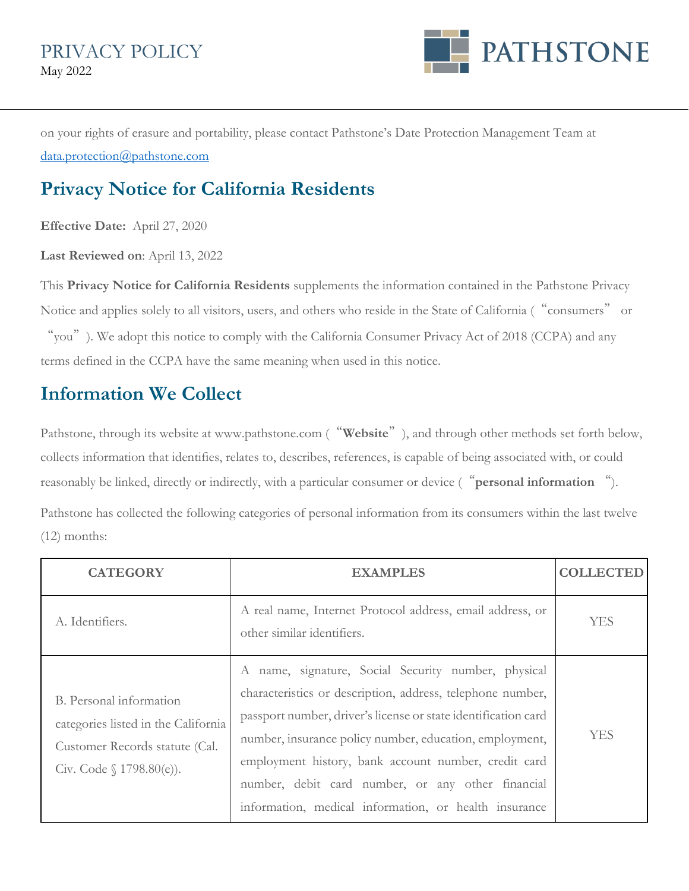on your rights of erasure and portability, please contact Pathstone's Date Protection Management Team at [data.protection@pathstone.com](mailto:data.protection@pathstone.com)

## Privacy Notice for California Residents

**Effective Date:** April 27, 2020

**Last Reviewed on**: April 13, 2022

This **Privacy Notice for California Residents** supplements the information contained in the Pathstone Privacy Notice and applies solely to all visitors, users, and others who reside in the State of California ("consumers" or "you"). We adopt this notice to comply with the California Consumer Privacy Act of 2018 (CCPA) and any terms defined in the CCPA have the same meaning when used in this notice.

## Information We Collect

Pathstone, through its website at www.pathstone.com ("**Website**"), and through other methods set forth below, collects information that identifies, relates to, describes, references, is capable of being associated with, or could reasonably be linked, directly or indirectly, with a particular consumer or device ("**personal information**").

Pathstone has collected the following categories of personal information from its consumers within the last twelve (12) months:

| CATEGORY | EXAMPLES | COLLECTED |
|---|---|---|
| A. Identifiers. | A real name, Internet Protocol address, email address, or other similar identifiers. | YES |
| B. Personal information categories listed in the California Customer Records statute (Cal. Civ. Code § 1798.80(e)). | A name, signature, Social Security number, physical characteristics or description, address, telephone number, passport number, driver's license or state identification card number, insurance policy number, education, employment, employment history, bank account number, credit card number, debit card number, or any other financial information, medical information, or health insurance | YES |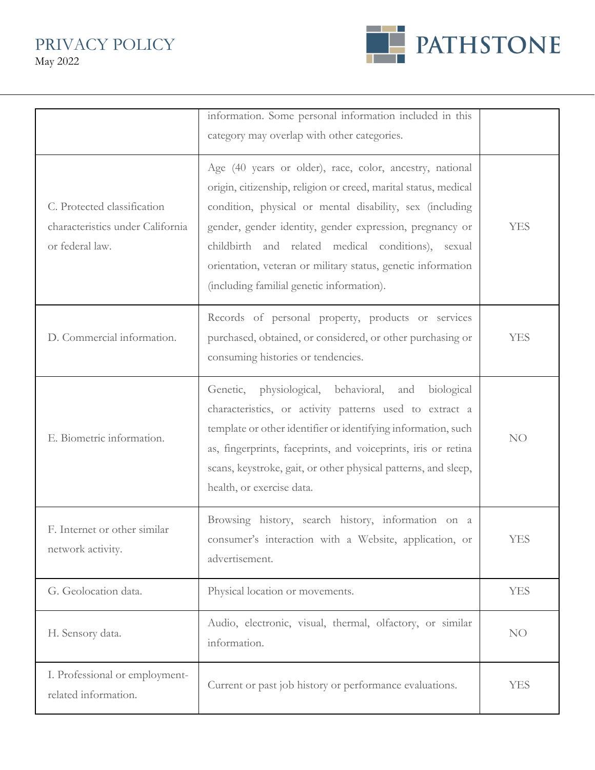| | | |
|---|---|---|
| | information. Some personal information included in this category may overlap with other categories. | |
| C. Protected classification characteristics under California or federal law. | Age (40 years or older), race, color, ancestry, national origin, citizenship, religion or creed, marital status, medical condition, physical or mental disability, sex (including gender, gender identity, gender expression, pregnancy or childbirth and related medical conditions), sexual orientation, veteran or military status, genetic information (including familial genetic information). | YES |
| D. Commercial information. | Records of personal property, products or services purchased, obtained, or considered, or other purchasing or consuming histories or tendencies. | YES |
| E. Biometric information. | Genetic, physiological, behavioral, and biological characteristics, or activity patterns used to extract a template or other identifier or identifying information, such as, fingerprints, faceprints, and voiceprints, iris or retina scans, keystroke, gait, or other physical patterns, and sleep, health, or exercise data. | NO |
| F. Internet or other similar network activity. | Browsing history, search history, information on a consumer's interaction with a Website, application, or advertisement. | YES |
| G. Geolocation data. | Physical location or movements. | YES |
| H. Sensory data. | Audio, electronic, visual, thermal, olfactory, or similar information. | NO |
| I. Professional or employment-related information. | Current or past job history or performance evaluations. | YES |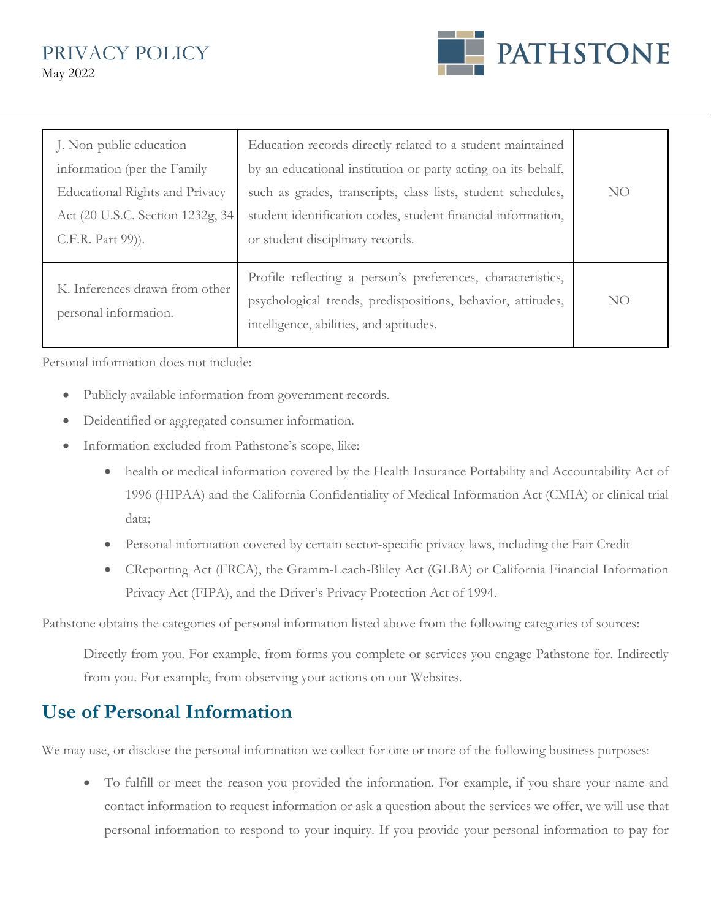| J. Non-public education information (per the Family Educational Rights and Privacy Act (20 U.S.C. Section 1232g, 34 C.F.R. Part 99)). | Education records directly related to a student maintained by an educational institution or party acting on its behalf, such as grades, transcripts, class lists, student schedules, student identification codes, student financial information, or student disciplinary records. | NO |
|---|---|---|
| K. Inferences drawn from other personal information. | Profile reflecting a person's preferences, characteristics, psychological trends, predispositions, behavior, attitudes, intelligence, abilities, and aptitudes. | NO |

Personal information does not include:

- Publicly available information from government records.
- Deidentified or aggregated consumer information.
- Information excluded from Pathstone's scope, like:
  - health or medical information covered by the Health Insurance Portability and Accountability Act of 1996 (HIPAA) and the California Confidentiality of Medical Information Act (CMIA) or clinical trial data;
  - Personal information covered by certain sector-specific privacy laws, including the Fair Credit
  - CReporting Act (FRCA), the Gramm-Leach-Bliley Act (GLBA) or California Financial Information Privacy Act (FIPA), and the Driver's Privacy Protection Act of 1994.

Pathstone obtains the categories of personal information listed above from the following categories of sources:

Directly from you. For example, from forms you complete or services you engage Pathstone for. Indirectly from you. For example, from observing your actions on our Websites.

## Use of Personal Information

We may use, or disclose the personal information we collect for one or more of the following business purposes:

- To fulfill or meet the reason you provided the information. For example, if you share your name and contact information to request information or ask a question about the services we offer, we will use that personal information to respond to your inquiry. If you provide your personal information to pay for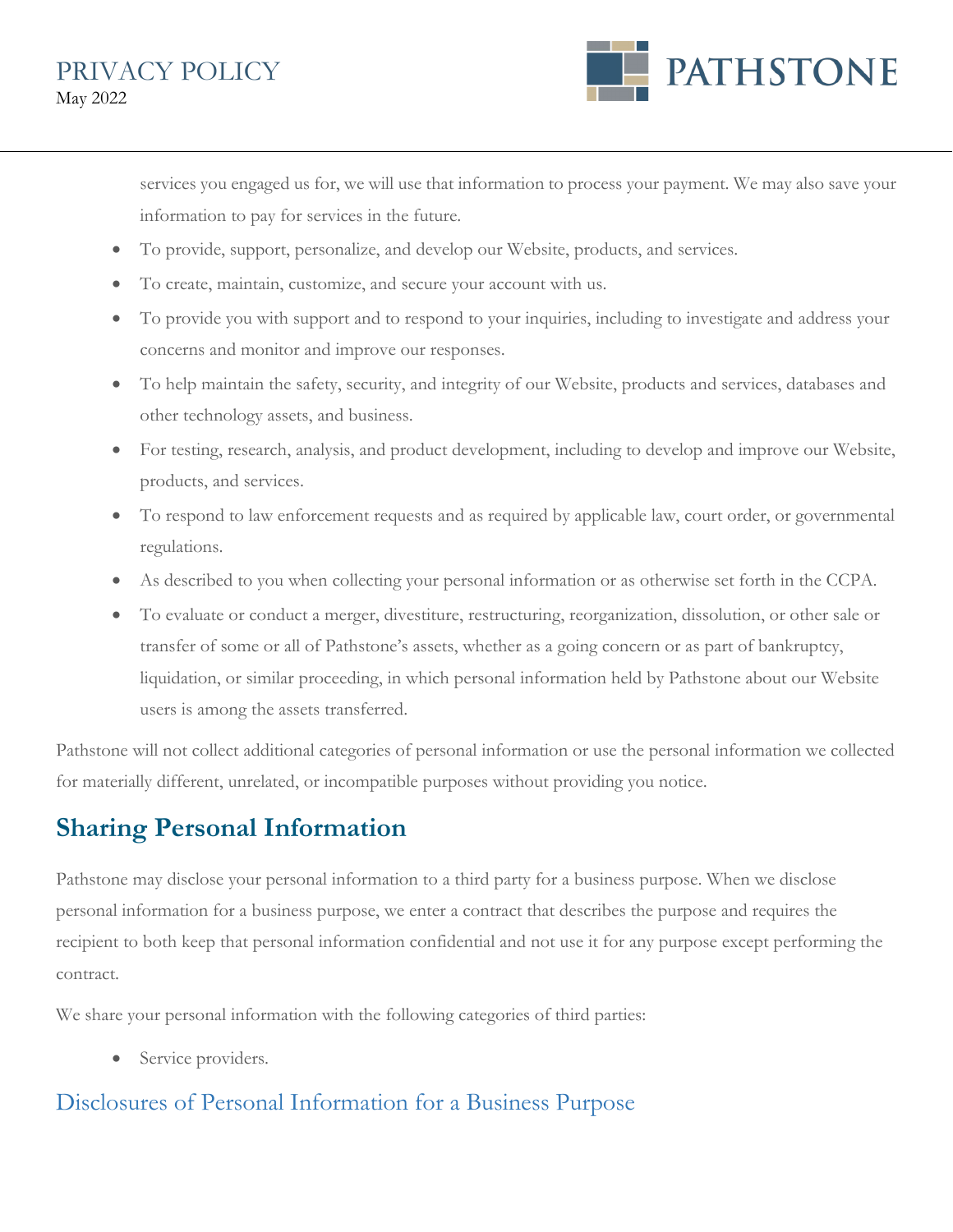services you engaged us for, we will use that information to process your payment. We may also save your information to pay for services in the future.

- To provide, support, personalize, and develop our Website, products, and services.
- To create, maintain, customize, and secure your account with us.
- To provide you with support and to respond to your inquiries, including to investigate and address your concerns and monitor and improve our responses.
- To help maintain the safety, security, and integrity of our Website, products and services, databases and other technology assets, and business.
- For testing, research, analysis, and product development, including to develop and improve our Website, products, and services.
- To respond to law enforcement requests and as required by applicable law, court order, or governmental regulations.
- As described to you when collecting your personal information or as otherwise set forth in the CCPA.
- To evaluate or conduct a merger, divestiture, restructuring, reorganization, dissolution, or other sale or transfer of some or all of Pathstone's assets, whether as a going concern or as part of bankruptcy, liquidation, or similar proceeding, in which personal information held by Pathstone about our Website users is among the assets transferred.

Pathstone will not collect additional categories of personal information or use the personal information we collected for materially different, unrelated, or incompatible purposes without providing you notice.

## Sharing Personal Information

Pathstone may disclose your personal information to a third party for a business purpose. When we disclose personal information for a business purpose, we enter a contract that describes the purpose and requires the recipient to both keep that personal information confidential and not use it for any purpose except performing the contract.

We share your personal information with the following categories of third parties:

- Service providers.

### Disclosures of Personal Information for a Business Purpose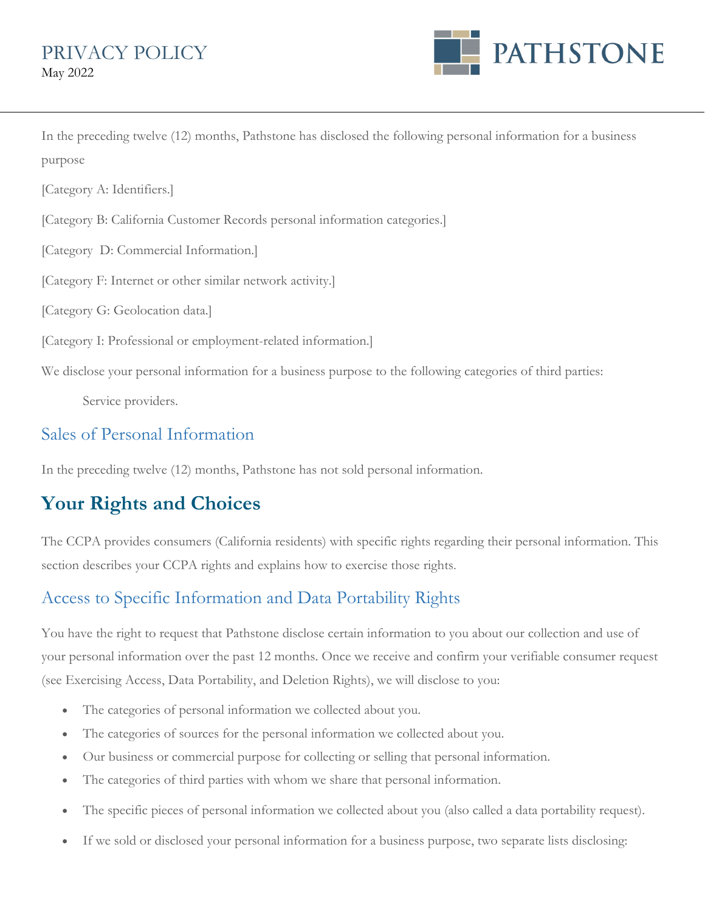In the preceding twelve (12) months, Pathstone has disclosed the following personal information for a business purpose

[Category A: Identifiers.]

[Category B: California Customer Records personal information categories.]

[Category D: Commercial Information.]

[Category F: Internet or other similar network activity.]

[Category G: Geolocation data.]

[Category I: Professional or employment-related information.]

We disclose your personal information for a business purpose to the following categories of third parties:

Service providers.

### Sales of Personal Information

In the preceding twelve (12) months, Pathstone has not sold personal information.

## Your Rights and Choices

The CCPA provides consumers (California residents) with specific rights regarding their personal information. This section describes your CCPA rights and explains how to exercise those rights.

### Access to Specific Information and Data Portability Rights

You have the right to request that Pathstone disclose certain information to you about our collection and use of your personal information over the past 12 months. Once we receive and confirm your verifiable consumer request (see Exercising Access, Data Portability, and Deletion Rights), we will disclose to you:

- The categories of personal information we collected about you.
- The categories of sources for the personal information we collected about you.
- Our business or commercial purpose for collecting or selling that personal information.
- The categories of third parties with whom we share that personal information.
- The specific pieces of personal information we collected about you (also called a data portability request).
- If we sold or disclosed your personal information for a business purpose, two separate lists disclosing: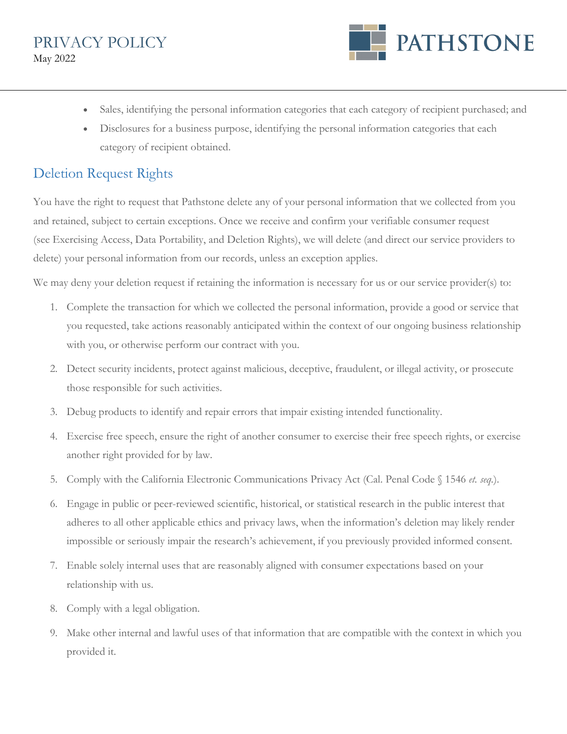- Sales, identifying the personal information categories that each category of recipient purchased; and
- Disclosures for a business purpose, identifying the personal information categories that each category of recipient obtained.

## Deletion Request Rights

You have the right to request that Pathstone delete any of your personal information that we collected from you and retained, subject to certain exceptions. Once we receive and confirm your verifiable consumer request (see Exercising Access, Data Portability, and Deletion Rights), we will delete (and direct our service providers to delete) your personal information from our records, unless an exception applies.

We may deny your deletion request if retaining the information is necessary for us or our service provider(s) to:

1. Complete the transaction for which we collected the personal information, provide a good or service that you requested, take actions reasonably anticipated within the context of our ongoing business relationship with you, or otherwise perform our contract with you.
2. Detect security incidents, protect against malicious, deceptive, fraudulent, or illegal activity, or prosecute those responsible for such activities.
3. Debug products to identify and repair errors that impair existing intended functionality.
4. Exercise free speech, ensure the right of another consumer to exercise their free speech rights, or exercise another right provided for by law.
5. Comply with the California Electronic Communications Privacy Act (Cal. Penal Code § 1546 *et. seq.*).
6. Engage in public or peer-reviewed scientific, historical, or statistical research in the public interest that adheres to all other applicable ethics and privacy laws, when the information's deletion may likely render impossible or seriously impair the research's achievement, if you previously provided informed consent.
7. Enable solely internal uses that are reasonably aligned with consumer expectations based on your relationship with us.
8. Comply with a legal obligation.
9. Make other internal and lawful uses of that information that are compatible with the context in which you provided it.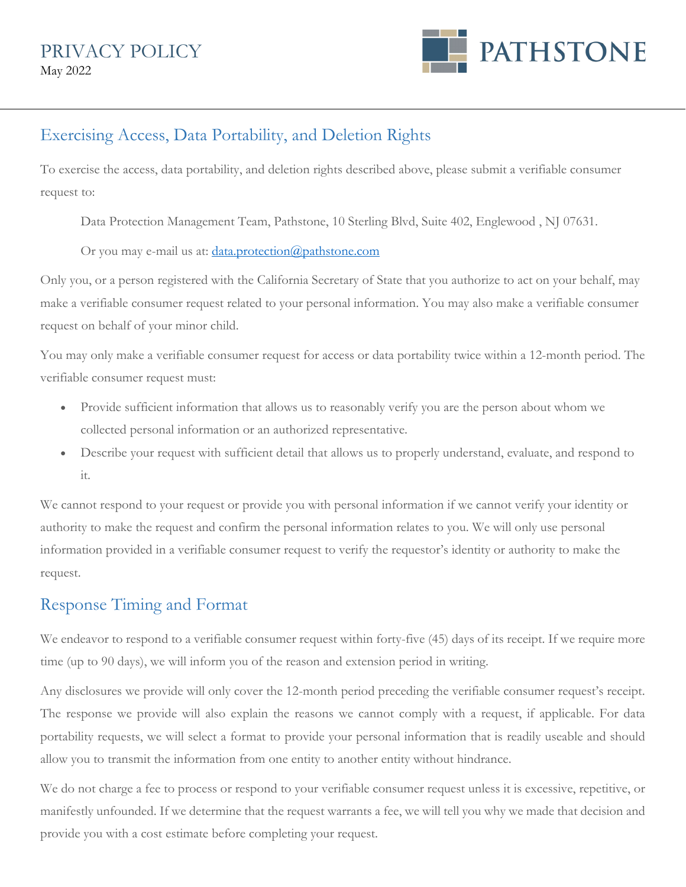## Exercising Access, Data Portability, and Deletion Rights

To exercise the access, data portability, and deletion rights described above, please submit a verifiable consumer request to:

Data Protection Management Team, Pathstone, 10 Sterling Blvd, Suite 402, Englewood , NJ 07631.

Or you may e-mail us at: data.protection@pathstone.com

Only you, or a person registered with the California Secretary of State that you authorize to act on your behalf, may make a verifiable consumer request related to your personal information. You may also make a verifiable consumer request on behalf of your minor child.

You may only make a verifiable consumer request for access or data portability twice within a 12-month period. The verifiable consumer request must:

- Provide sufficient information that allows us to reasonably verify you are the person about whom we collected personal information or an authorized representative.
- Describe your request with sufficient detail that allows us to properly understand, evaluate, and respond to it.

We cannot respond to your request or provide you with personal information if we cannot verify your identity or authority to make the request and confirm the personal information relates to you. We will only use personal information provided in a verifiable consumer request to verify the requestor's identity or authority to make the request.

## Response Timing and Format

We endeavor to respond to a verifiable consumer request within forty-five (45) days of its receipt. If we require more time (up to 90 days), we will inform you of the reason and extension period in writing.

Any disclosures we provide will only cover the 12-month period preceding the verifiable consumer request's receipt. The response we provide will also explain the reasons we cannot comply with a request, if applicable. For data portability requests, we will select a format to provide your personal information that is readily useable and should allow you to transmit the information from one entity to another entity without hindrance.

We do not charge a fee to process or respond to your verifiable consumer request unless it is excessive, repetitive, or manifestly unfounded. If we determine that the request warrants a fee, we will tell you why we made that decision and provide you with a cost estimate before completing your request.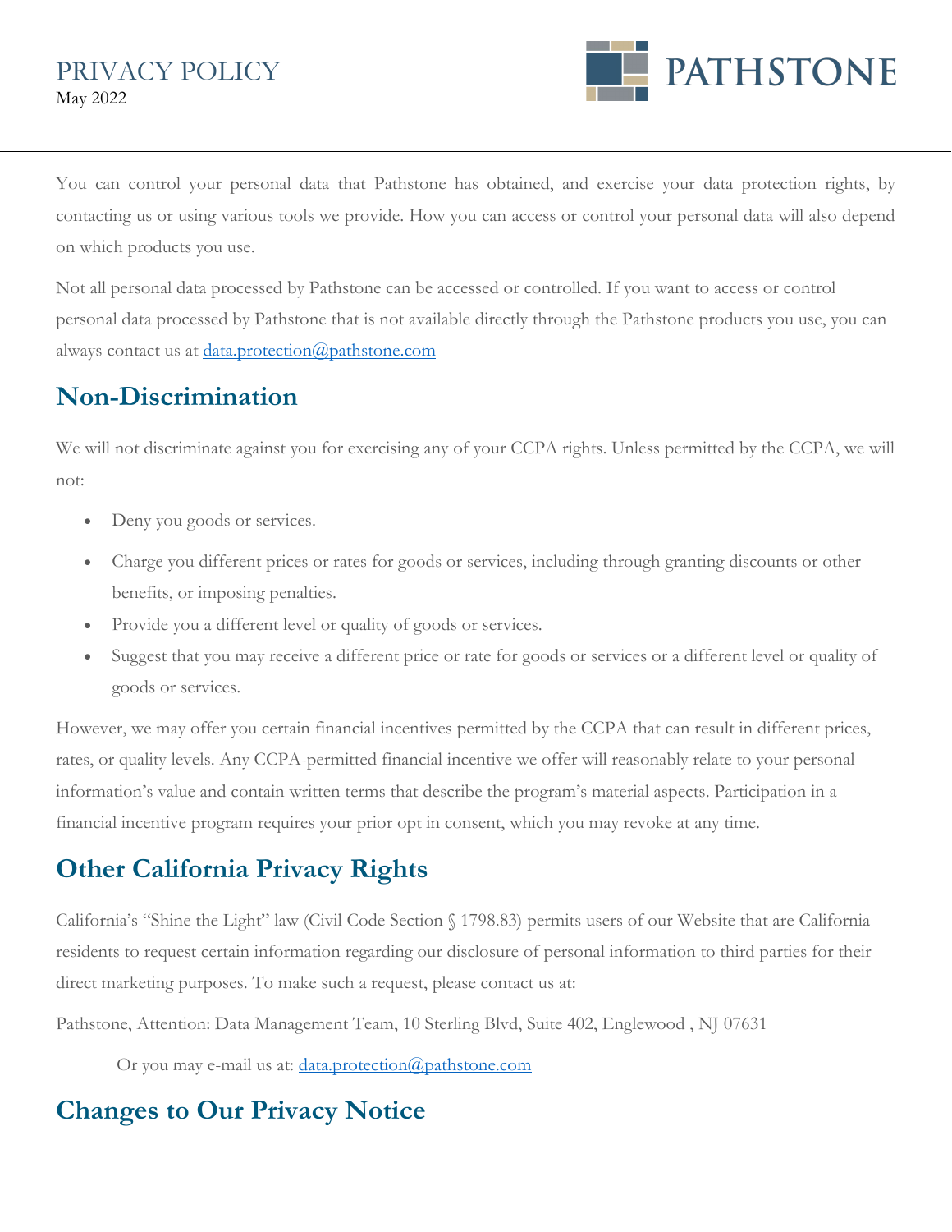You can control your personal data that Pathstone has obtained, and exercise your data protection rights, by contacting us or using various tools we provide. How you can access or control your personal data will also depend on which products you use.

Not all personal data processed by Pathstone can be accessed or controlled. If you want to access or control personal data processed by Pathstone that is not available directly through the Pathstone products you use, you can always contact us at data.protection@pathstone.com

## Non-Discrimination

We will not discriminate against you for exercising any of your CCPA rights. Unless permitted by the CCPA, we will not:

- Deny you goods or services.
- Charge you different prices or rates for goods or services, including through granting discounts or other benefits, or imposing penalties.
- Provide you a different level or quality of goods or services.
- Suggest that you may receive a different price or rate for goods or services or a different level or quality of goods or services.

However, we may offer you certain financial incentives permitted by the CCPA that can result in different prices, rates, or quality levels. Any CCPA-permitted financial incentive we offer will reasonably relate to your personal information's value and contain written terms that describe the program's material aspects. Participation in a financial incentive program requires your prior opt in consent, which you may revoke at any time.

## Other California Privacy Rights

California's "Shine the Light" law (Civil Code Section § 1798.83) permits users of our Website that are California residents to request certain information regarding our disclosure of personal information to third parties for their direct marketing purposes. To make such a request, please contact us at:

Pathstone, Attention: Data Management Team, 10 Sterling Blvd, Suite 402, Englewood , NJ 07631

Or you may e-mail us at: data.protection@pathstone.com

## Changes to Our Privacy Notice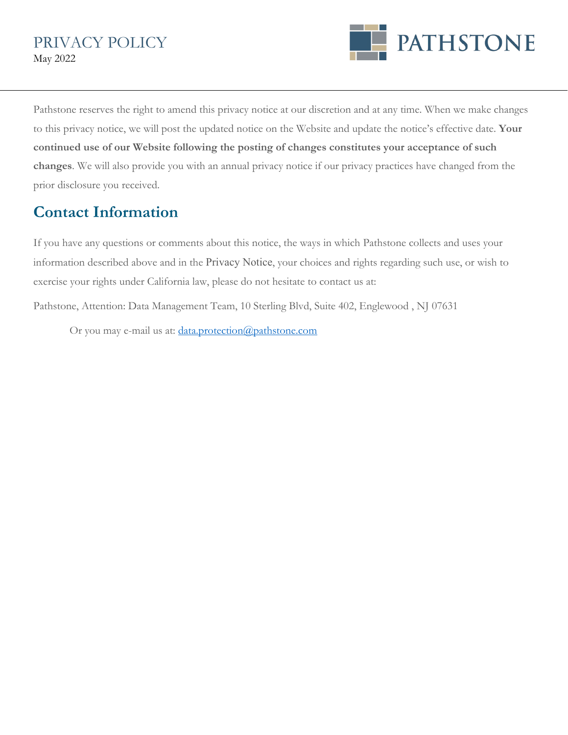Pathstone reserves the right to amend this privacy notice at our discretion and at any time. When we make changes to this privacy notice, we will post the updated notice on the Website and update the notice's effective date. **Your continued use of our Website following the posting of changes constitutes your acceptance of such changes**. We will also provide you with an annual privacy notice if our privacy practices have changed from the prior disclosure you received.

## Contact Information

If you have any questions or comments about this notice, the ways in which Pathstone collects and uses your information described above and in the Privacy Notice, your choices and rights regarding such use, or wish to exercise your rights under California law, please do not hesitate to contact us at:

Pathstone, Attention: Data Management Team, 10 Sterling Blvd, Suite 402, Englewood , NJ 07631

Or you may e-mail us at: data.protection@pathstone.com